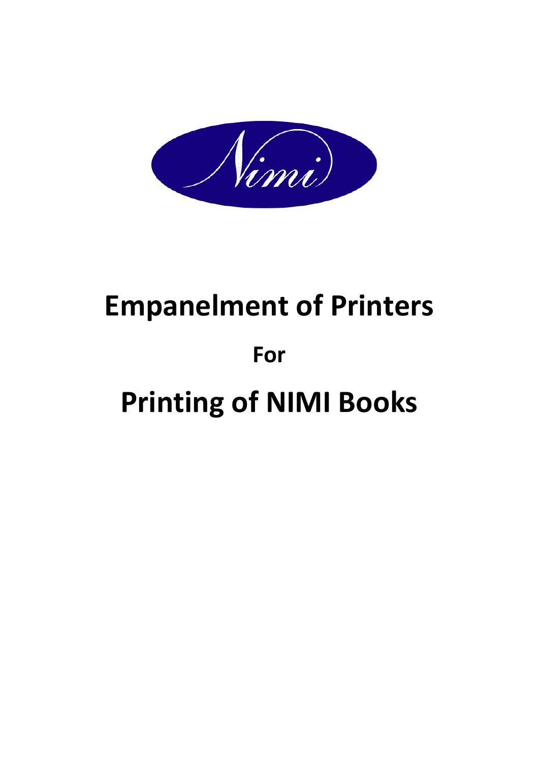# Empanelment of Printers

## For

# Printing of NIMI Books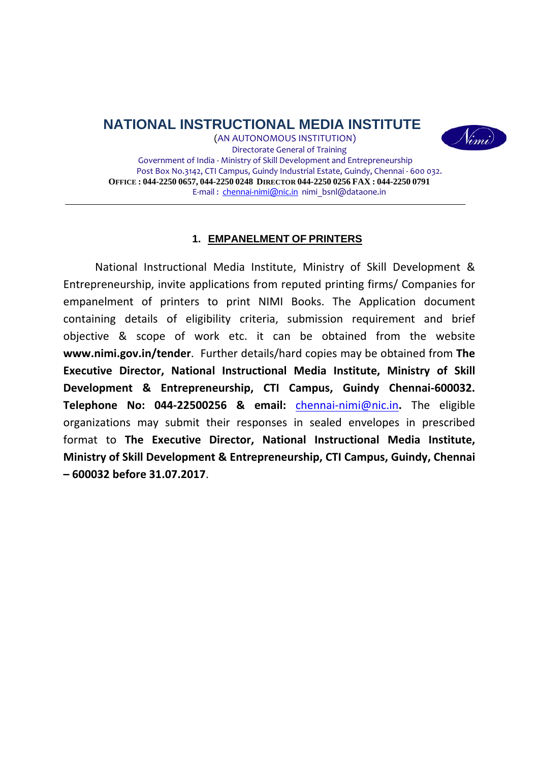# NATIONAL INSTRUCTIONAL MEDIA INSTITUTE

(AN AUTONOMOUS INSTITUTION)

Directorate General of Training

Government of India - Ministry of Skill Development and Entrepreneurship

Post Box No.3142, CTI Campus, Guindy Industrial Estate, Guindy, Chennai - 600 032.

**OFFICE : 044-2250 0657, 044-2250 0248 DIRECTOR 044-2250 0256 FAX : 044-2250 0791**

E-mail : chennai-nimi@nic.in nimi_bsnl@dataone.in

---

## 1. EMPANELMENT OF PRINTERS

National Instructional Media Institute, Ministry of Skill Development & Entrepreneurship, invite applications from reputed printing firms/ Companies for empanelment of printers to print NIMI Books. The Application document containing details of eligibility criteria, submission requirement and brief objective & scope of work etc. it can be obtained from the website **www.nimi.gov.in/tender**. Further details/hard copies may be obtained from **The Executive Director, National Instructional Media Institute, Ministry of Skill Development & Entrepreneurship, CTI Campus, Guindy Chennai-600032. Telephone No: 044-22500256 & email:** chennai-nimi@nic.in**.** The eligible organizations may submit their responses in sealed envelopes in prescribed format to **The Executive Director, National Instructional Media Institute, Ministry of Skill Development & Entrepreneurship, CTI Campus, Guindy, Chennai – 600032 before 31.07.2017**.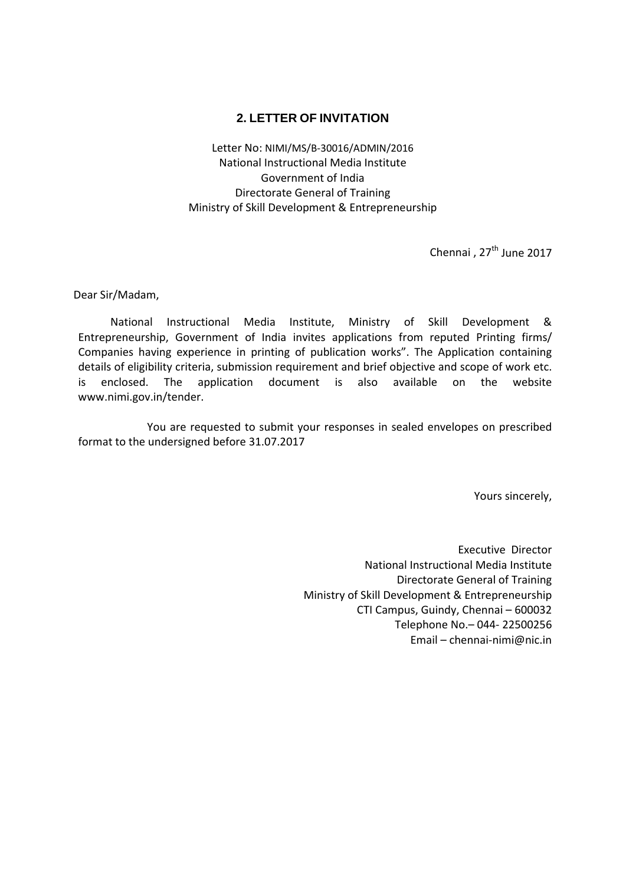## 2. LETTER OF INVITATION

Letter No: NIMI/MS/B-30016/ADMIN/2016
National Instructional Media Institute
Government of India
Directorate General of Training
Ministry of Skill Development & Entrepreneurship

Chennai , 27th June 2017

Dear Sir/Madam,

National Instructional Media Institute, Ministry of Skill Development & Entrepreneurship, Government of India invites applications from reputed Printing firms/ Companies having experience in printing of publication works". The Application containing details of eligibility criteria, submission requirement and brief objective and scope of work etc. is enclosed. The application document is also available on the website www.nimi.gov.in/tender.

You are requested to submit your responses in sealed envelopes on prescribed format to the undersigned before 31.07.2017

Yours sincerely,

Executive Director
National Instructional Media Institute
Directorate General of Training
Ministry of Skill Development & Entrepreneurship
CTI Campus, Guindy, Chennai – 600032
Telephone No.– 044- 22500256
Email – chennai-nimi@nic.in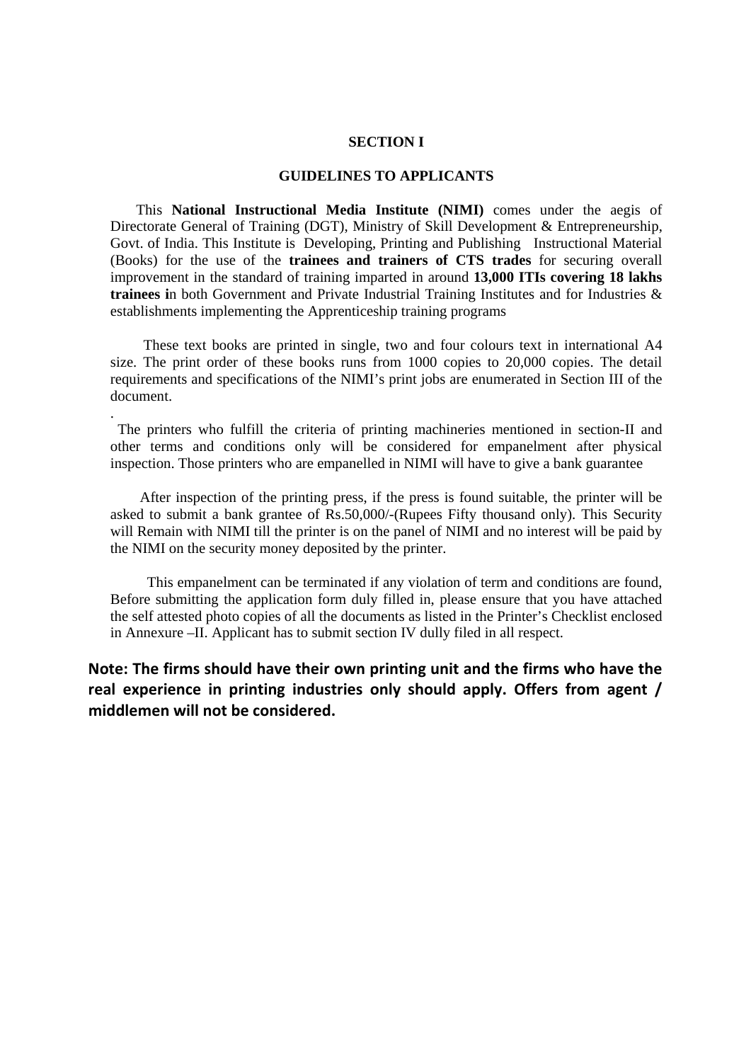# SECTION I

## GUIDELINES TO APPLICANTS

This **National Instructional Media Institute (NIMI)** comes under the aegis of Directorate General of Training (DGT), Ministry of Skill Development & Entrepreneurship, Govt. of India. This Institute is Developing, Printing and Publishing Instructional Material (Books) for the use of the **trainees and trainers of CTS trades** for securing overall improvement in the standard of training imparted in around **13,000 ITIs covering 18 lakhs trainees i**n both Government and Private Industrial Training Institutes and for Industries & establishments implementing the Apprenticeship training programs

These text books are printed in single, two and four colours text in international A4 size. The print order of these books runs from 1000 copies to 20,000 copies. The detail requirements and specifications of the NIMI's print jobs are enumerated in Section III of the document.

.

The printers who fulfill the criteria of printing machineries mentioned in section-II and other terms and conditions only will be considered for empanelment after physical inspection. Those printers who are empanelled in NIMI will have to give a bank guarantee

After inspection of the printing press, if the press is found suitable, the printer will be asked to submit a bank grantee of Rs.50,000/-(Rupees Fifty thousand only). This Security will Remain with NIMI till the printer is on the panel of NIMI and no interest will be paid by the NIMI on the security money deposited by the printer.

This empanelment can be terminated if any violation of term and conditions are found, Before submitting the application form duly filled in, please ensure that you have attached the self attested photo copies of all the documents as listed in the Printer's Checklist enclosed in Annexure –II. Applicant has to submit section IV dully filed in all respect.

**Note: The firms should have their own printing unit and the firms who have the real experience in printing industries only should apply. Offers from agent / middlemen will not be considered.**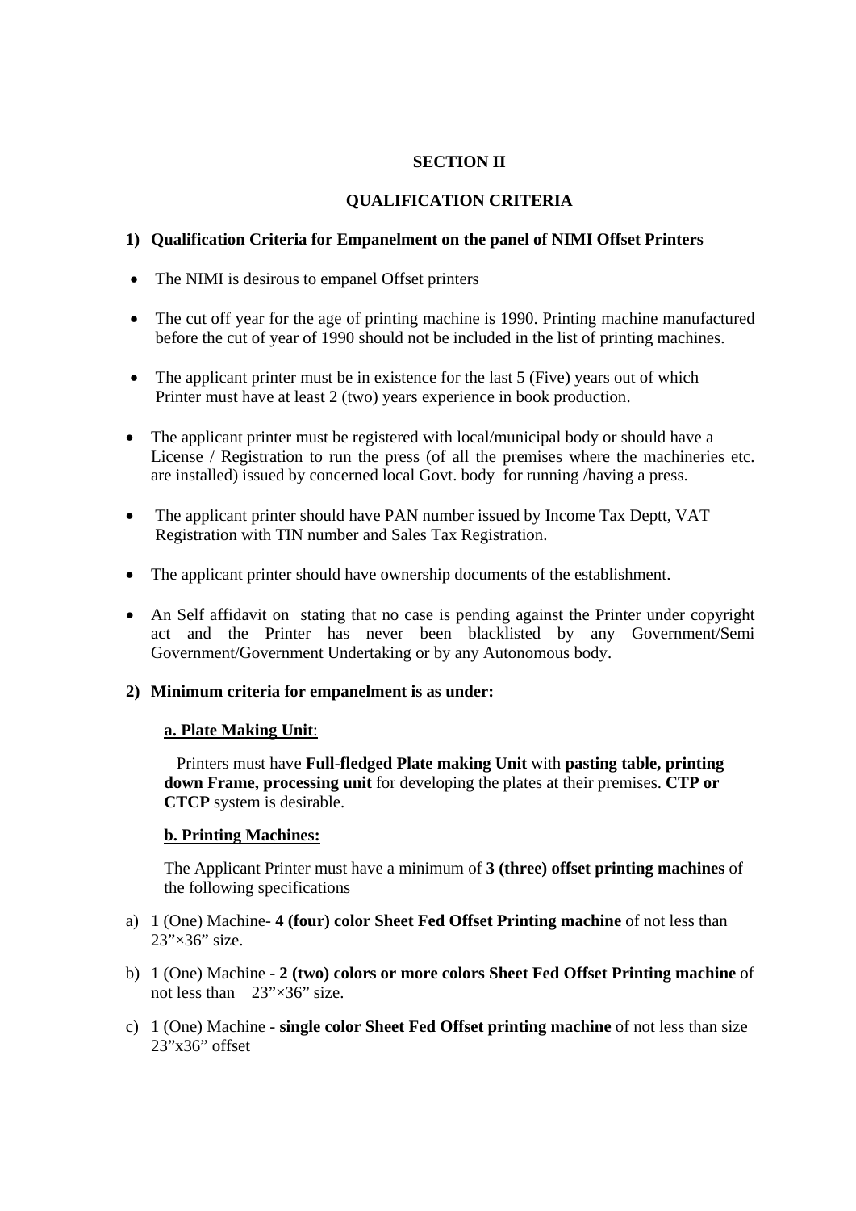## SECTION II

## QUALIFICATION CRITERIA

**1) Qualification Criteria for Empanelment on the panel of NIMI Offset Printers**

- The NIMI is desirous to empanel Offset printers
- The cut off year for the age of printing machine is 1990. Printing machine manufactured before the cut of year of 1990 should not be included in the list of printing machines.
- The applicant printer must be in existence for the last 5 (Five) years out of which Printer must have at least 2 (two) years experience in book production.
- The applicant printer must be registered with local/municipal body or should have a License / Registration to run the press (of all the premises where the machineries etc. are installed) issued by concerned local Govt. body for running /having a press.
- The applicant printer should have PAN number issued by Income Tax Deptt, VAT Registration with TIN number and Sales Tax Registration.
- The applicant printer should have ownership documents of the establishment.
- An Self affidavit on stating that no case is pending against the Printer under copyright act and the Printer has never been blacklisted by any Government/Semi Government/Government Undertaking or by any Autonomous body.

**2) Minimum criteria for empanelment is as under:**

**a. Plate Making Unit**:

Printers must have **Full-fledged Plate making Unit** with **pasting table, printing down Frame, processing unit** for developing the plates at their premises. **CTP or CTCP** system is desirable.

**b. Printing Machines:**

The Applicant Printer must have a minimum of **3 (three) offset printing machines** of the following specifications

a) 1 (One) Machine- **4 (four) color Sheet Fed Offset Printing machine** of not less than 23”×36” size.

b) 1 (One) Machine - **2 (two) colors or more colors Sheet Fed Offset Printing machine** of not less than 23”×36” size.

c) 1 (One) Machine - **single color Sheet Fed Offset printing machine** of not less than size 23”x36” offset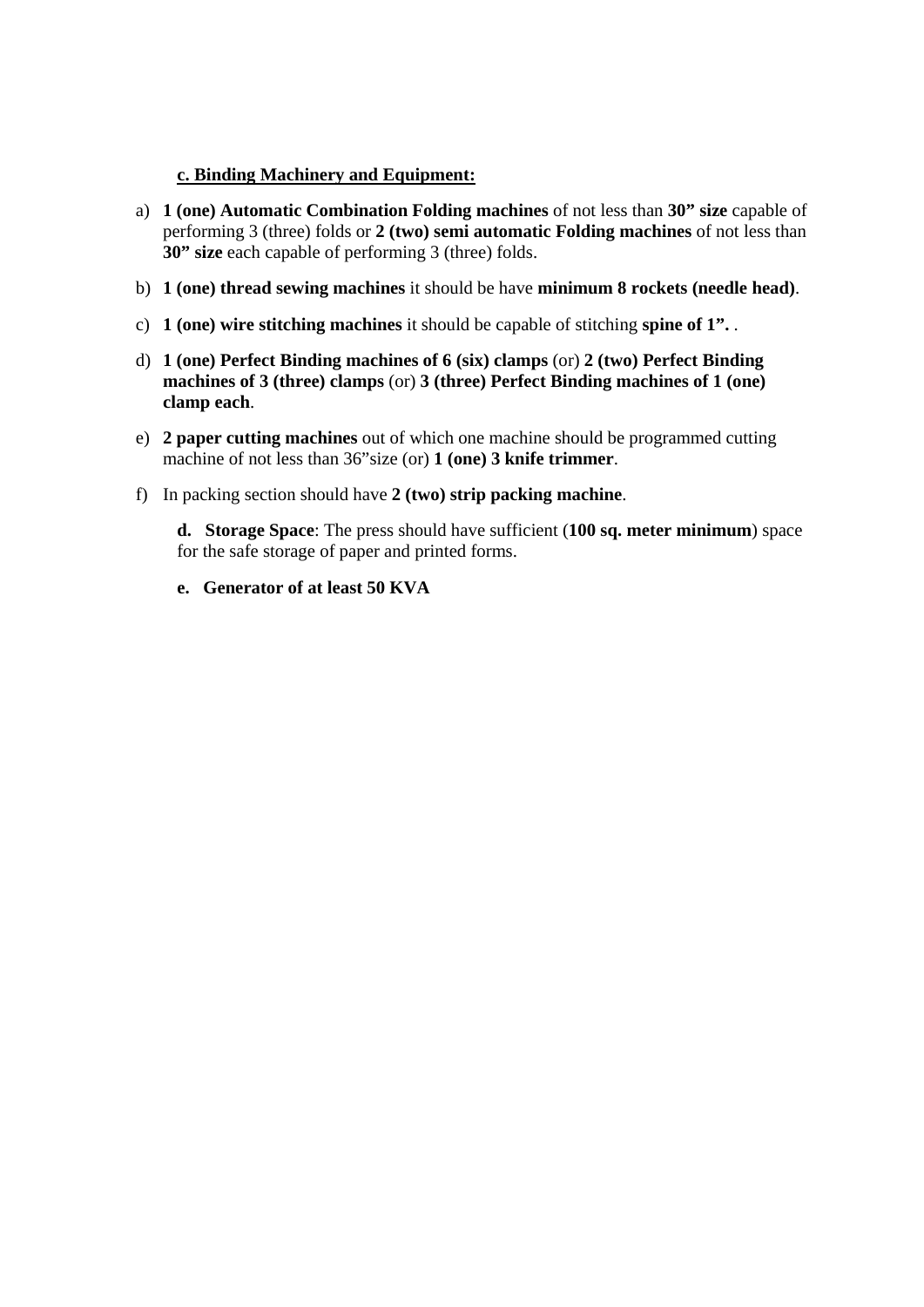**<u>c. Binding Machinery and Equipment:</u>**

a) **1 (one) Automatic Combination Folding machines** of not less than **30" size** capable of performing 3 (three) folds or **2 (two) semi automatic Folding machines** of not less than **30" size** each capable of performing 3 (three) folds.

b) **1 (one) thread sewing machines** it should be have **minimum 8 rockets (needle head)**.

c) **1 (one) wire stitching machines** it should be capable of stitching **spine of 1".** .

d) **1 (one) Perfect Binding machines of 6 (six) clamps** (or) **2 (two) Perfect Binding machines of 3 (three) clamps** (or) **3 (three) Perfect Binding machines of 1 (one) clamp each**.

e) **2 paper cutting machines** out of which one machine should be programmed cutting machine of not less than 36"size (or) **1 (one) 3 knife trimmer**.

f) In packing section should have **2 (two) strip packing machine**.

**d. Storage Space**: The press should have sufficient (**100 sq. meter minimum**) space for the safe storage of paper and printed forms.

**e. Generator of at least 50 KVA**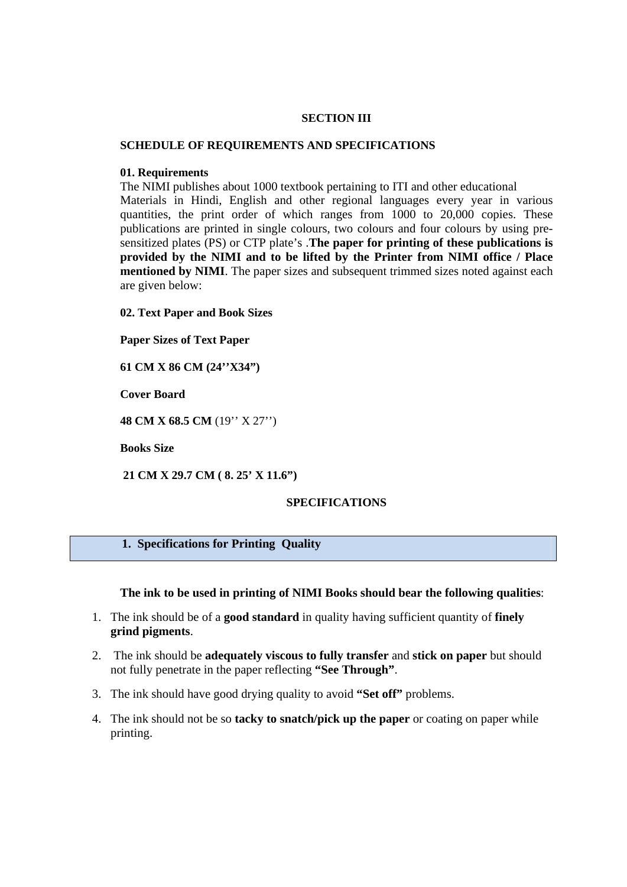## SECTION III

### SCHEDULE OF REQUIREMENTS AND SPECIFICATIONS

**01. Requirements**

The NIMI publishes about 1000 textbook pertaining to ITI and other educational Materials in Hindi, English and other regional languages every year in various quantities, the print order of which ranges from 1000 to 20,000 copies. These publications are printed in single colours, two colours and four colours by using pre-sensitized plates (PS) or CTP plate's .**The paper for printing of these publications is provided by the NIMI and to be lifted by the Printer from NIMI office / Place mentioned by NIMI**. The paper sizes and subsequent trimmed sizes noted against each are given below:

**02. Text Paper and Book Sizes**

**Paper Sizes of Text Paper**

**61 CM X 86 CM (24''X34")**

**Cover Board**

**48 CM X 68.5 CM** (19'' X 27'')

**Books Size**

**21 CM X 29.7 CM ( 8. 25' X 11.6")**

### SPECIFICATIONS

#### 1. Specifications for Printing Quality

**The ink to be used in printing of NIMI Books should bear the following qualities**:

1. The ink should be of a **good standard** in quality having sufficient quantity of **finely grind pigments**.
2. The ink should be **adequately viscous to fully transfer** and **stick on paper** but should not fully penetrate in the paper reflecting **"See Through"**.
3. The ink should have good drying quality to avoid **"Set off"** problems.
4. The ink should not be so **tacky to snatch/pick up the paper** or coating on paper while printing.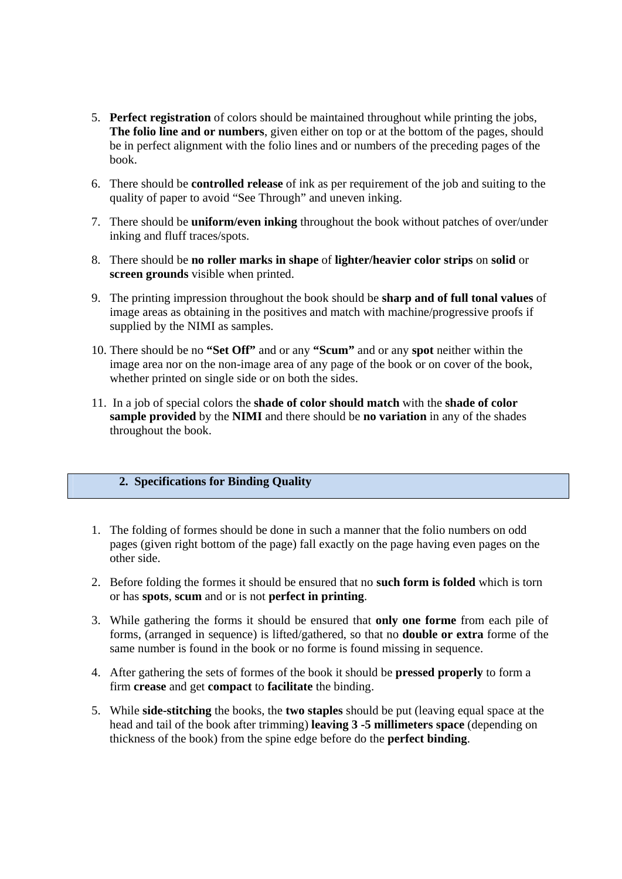5. **Perfect registration** of colors should be maintained throughout while printing the jobs, **The folio line and or numbers**, given either on top or at the bottom of the pages, should be in perfect alignment with the folio lines and or numbers of the preceding pages of the book.

6. There should be **controlled release** of ink as per requirement of the job and suiting to the quality of paper to avoid "See Through" and uneven inking.

7. There should be **uniform/even inking** throughout the book without patches of over/under inking and fluff traces/spots.

8. There should be **no roller marks in shape** of **lighter/heavier color strips** on **solid** or **screen grounds** visible when printed.

9. The printing impression throughout the book should be **sharp and of full tonal values** of image areas as obtaining in the positives and match with machine/progressive proofs if supplied by the NIMI as samples.

10. There should be no **"Set Off"** and or any **"Scum"** and or any **spot** neither within the image area nor on the non-image area of any page of the book or on cover of the book, whether printed on single side or on both the sides.

11. In a job of special colors the **shade of color should match** with the **shade of color sample provided** by the **NIMI** and there should be **no variation** in any of the shades throughout the book.

## 2. Specifications for Binding Quality

1. The folding of formes should be done in such a manner that the folio numbers on odd pages (given right bottom of the page) fall exactly on the page having even pages on the other side.

2. Before folding the formes it should be ensured that no **such form is folded** which is torn or has **spots**, **scum** and or is not **perfect in printing**.

3. While gathering the forms it should be ensured that **only one forme** from each pile of forms, (arranged in sequence) is lifted/gathered, so that no **double or extra** forme of the same number is found in the book or no forme is found missing in sequence.

4. After gathering the sets of formes of the book it should be **pressed properly** to form a firm **crease** and get **compact** to **facilitate** the binding.

5. While **side-stitching** the books, the **two staples** should be put (leaving equal space at the head and tail of the book after trimming) **leaving 3 -5 millimeters space** (depending on thickness of the book) from the spine edge before do the **perfect binding**.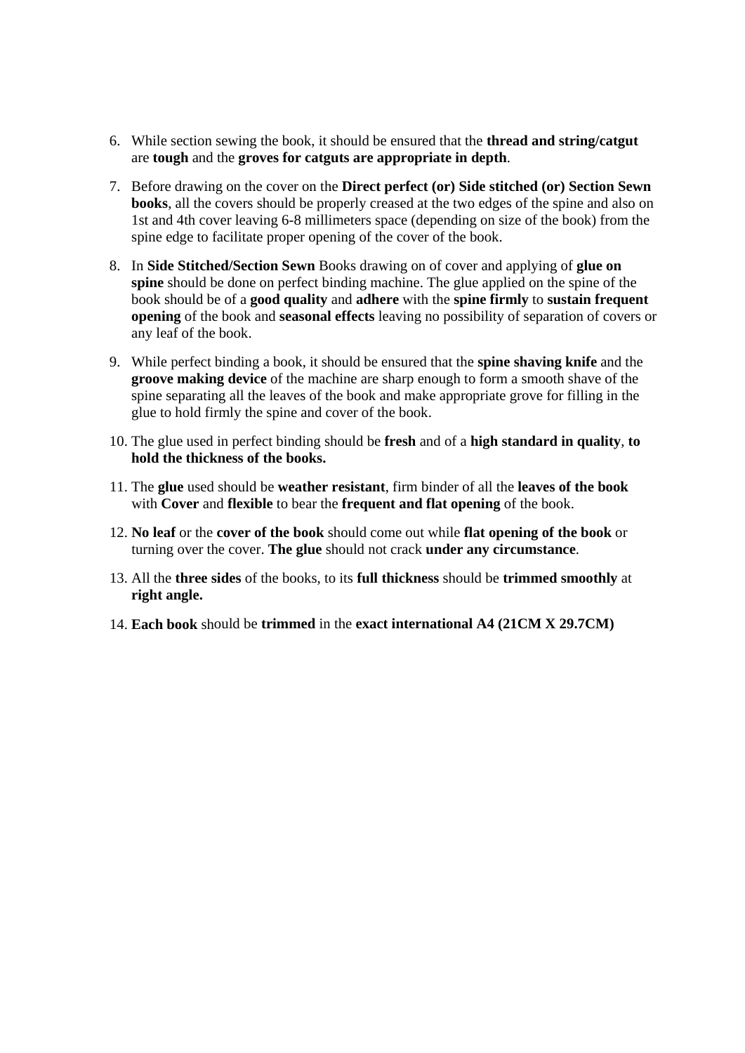6. While section sewing the book, it should be ensured that the **thread and string/catgut** are **tough** and the **groves for catguts are appropriate in depth**.

7. Before drawing on the cover on the **Direct perfect (or) Side stitched (or) Section Sewn books**, all the covers should be properly creased at the two edges of the spine and also on 1st and 4th cover leaving 6-8 millimeters space (depending on size of the book) from the spine edge to facilitate proper opening of the cover of the book.

8. In **Side Stitched/Section Sewn** Books drawing on of cover and applying of **glue on spine** should be done on perfect binding machine. The glue applied on the spine of the book should be of a **good quality** and **adhere** with the **spine firmly** to **sustain frequent opening** of the book and **seasonal effects** leaving no possibility of separation of covers or any leaf of the book.

9. While perfect binding a book, it should be ensured that the **spine shaving knife** and the **groove making device** of the machine are sharp enough to form a smooth shave of the spine separating all the leaves of the book and make appropriate grove for filling in the glue to hold firmly the spine and cover of the book.

10. The glue used in perfect binding should be **fresh** and of a **high standard in quality**, **to hold the thickness of the books.**

11. The **glue** used should be **weather resistant**, firm binder of all the **leaves of the book** with **Cover** and **flexible** to bear the **frequent and flat opening** of the book.

12. **No leaf** or the **cover of the book** should come out while **flat opening of the book** or turning over the cover. **The glue** should not crack **under any circumstance**.

13. All the **three sides** of the books, to its **full thickness** should be **trimmed smoothly** at **right angle.**

14. **Each book** should be **trimmed** in the **exact international A4 (21CM X 29.7CM)**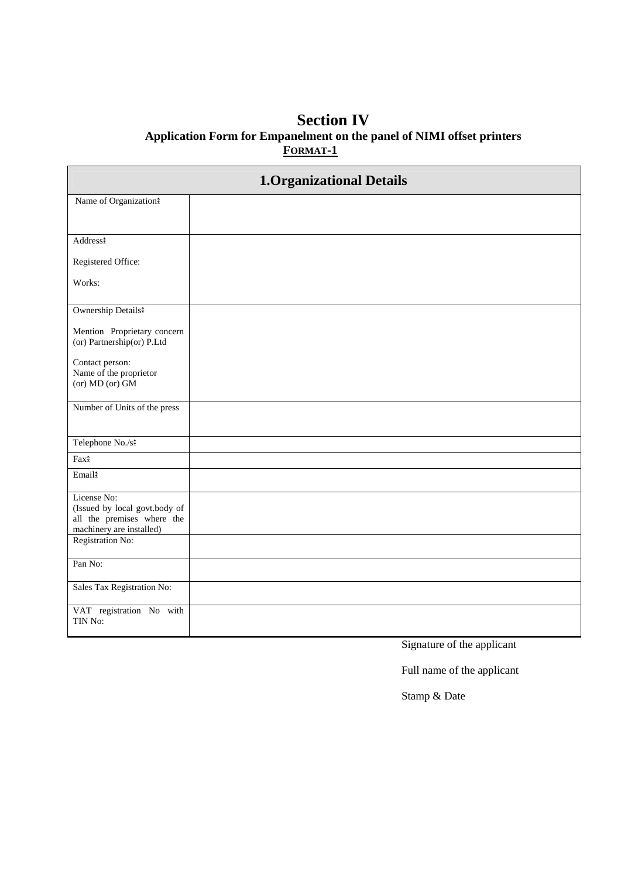# Section IV

## Application Form for Empanelment on the panel of NIMI offset printers

**FORMAT-1**

| 1.Organizational Details | |
|---|---|
| Name of Organization: | |
| Address:<br><br>Registered Office:<br><br>Works: | |
| Ownership Details:<br><br>Mention Proprietary concern (or) Partnership(or) P.Ltd<br><br>Contact person:<br>Name of the proprietor (or) MD (or) GM | |
| Number of Units of the press | |
| Telephone No./s: | |
| Fax: | |
| Email: | |
| License No:<br>(Issued by local govt.body of all the premises where the machinery are installed) | |
| Registration No: | |
| Pan No: | |
| Sales Tax Registration No: | |
| VAT registration No with TIN No: | |

Signature of the applicant

Full name of the applicant

Stamp & Date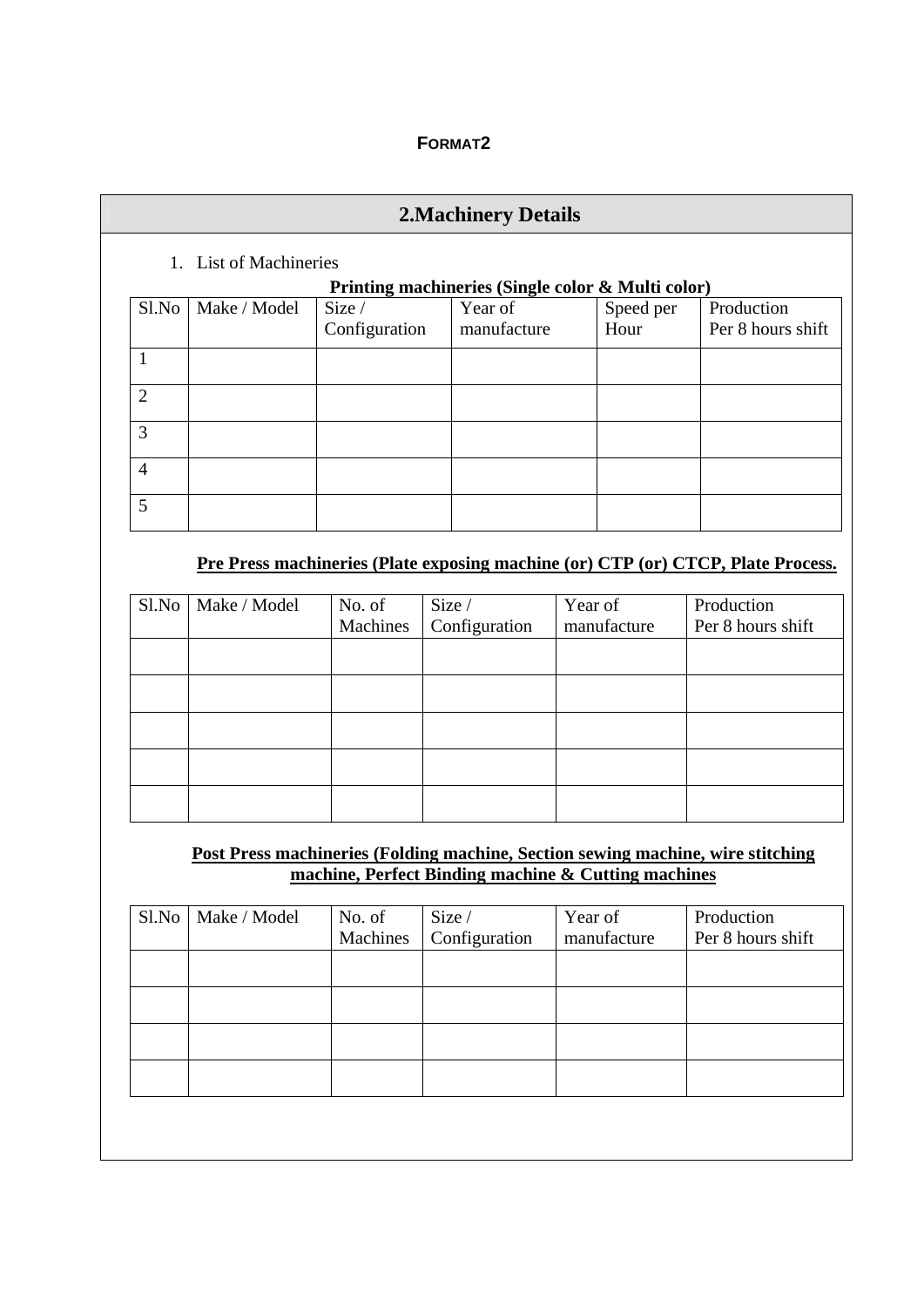**FORMAT2**

## 2.Machinery Details

1. List of Machineries

**Printing machineries (Single color & Multi color)**

| Sl.No | Make / Model | Size / Configuration | Year of manufacture | Speed per Hour | Production Per 8 hours shift |
|---|---|---|---|---|---|
| 1 | | | | | |
| 2 | | | | | |
| 3 | | | | | |
| 4 | | | | | |
| 5 | | | | | |

**Pre Press machineries (Plate exposing machine (or) CTP (or) CTCP, Plate Process.**

| Sl.No | Make / Model | No. of Machines | Size / Configuration | Year of manufacture | Production Per 8 hours shift |
|---|---|---|---|---|---|
| | | | | | |
| | | | | | |
| | | | | | |
| | | | | | |
| | | | | | |

**Post Press machineries (Folding machine, Section sewing machine, wire stitching machine, Perfect Binding machine & Cutting machines**

| Sl.No | Make / Model | No. of Machines | Size / Configuration | Year of manufacture | Production Per 8 hours shift |
|---|---|---|---|---|---|
| | | | | | |
| | | | | | |
| | | | | | |
| | | | | | |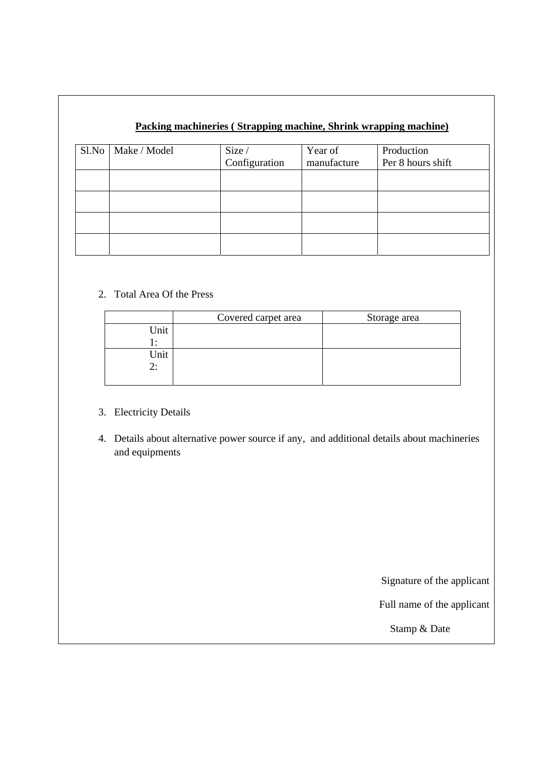**Packing machineries ( Strapping machine, Shrink wrapping machine)**

| Sl.No | Make / Model | Size / Configuration | Year of manufacture | Production Per 8 hours shift |
|---|---|---|---|---|
| | | | | |
| | | | | |
| | | | | |
| | | | | |

2. Total Area Of the Press

| | Covered carpet area | Storage area |
|---|---|---|
| Unit 1: | | |
| Unit 2: | | |

3. Electricity Details

4. Details about alternative power source if any, and additional details about machineries and equipments

Signature of the applicant

Full name of the applicant

Stamp & Date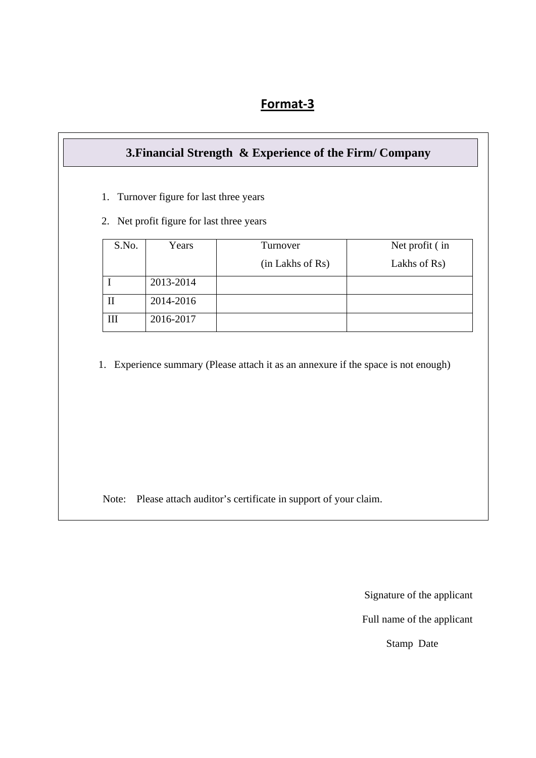# Format-3

## 3.Financial Strength & Experience of the Firm/ Company

1. Turnover figure for last three years
2. Net profit figure for last three years

| S.No. | Years | Turnover (in Lakhs of Rs) | Net profit ( in Lakhs of Rs) |
|---|---|---|---|
| I | 2013-2014 | | |
| II | 2014-2016 | | |
| III | 2016-2017 | | |

1. Experience summary (Please attach it as an annexure if the space is not enough)

Note: Please attach auditor's certificate in support of your claim.

Signature of the applicant

Full name of the applicant

Stamp Date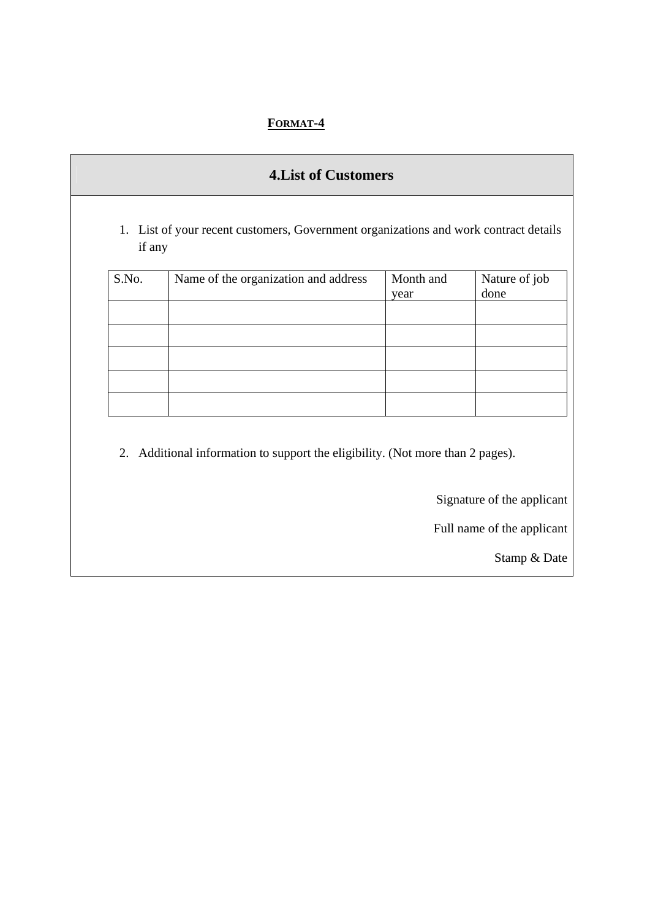**FORMAT-4**

## 4.List of Customers

1. List of your recent customers, Government organizations and work contract details if any

| S.No. | Name of the organization and address | Month and year | Nature of job done |
|---|---|---|---|
| | | | |
| | | | |
| | | | |
| | | | |
| | | | |

2. Additional information to support the eligibility. (Not more than 2 pages).

Signature of the applicant

Full name of the applicant

Stamp & Date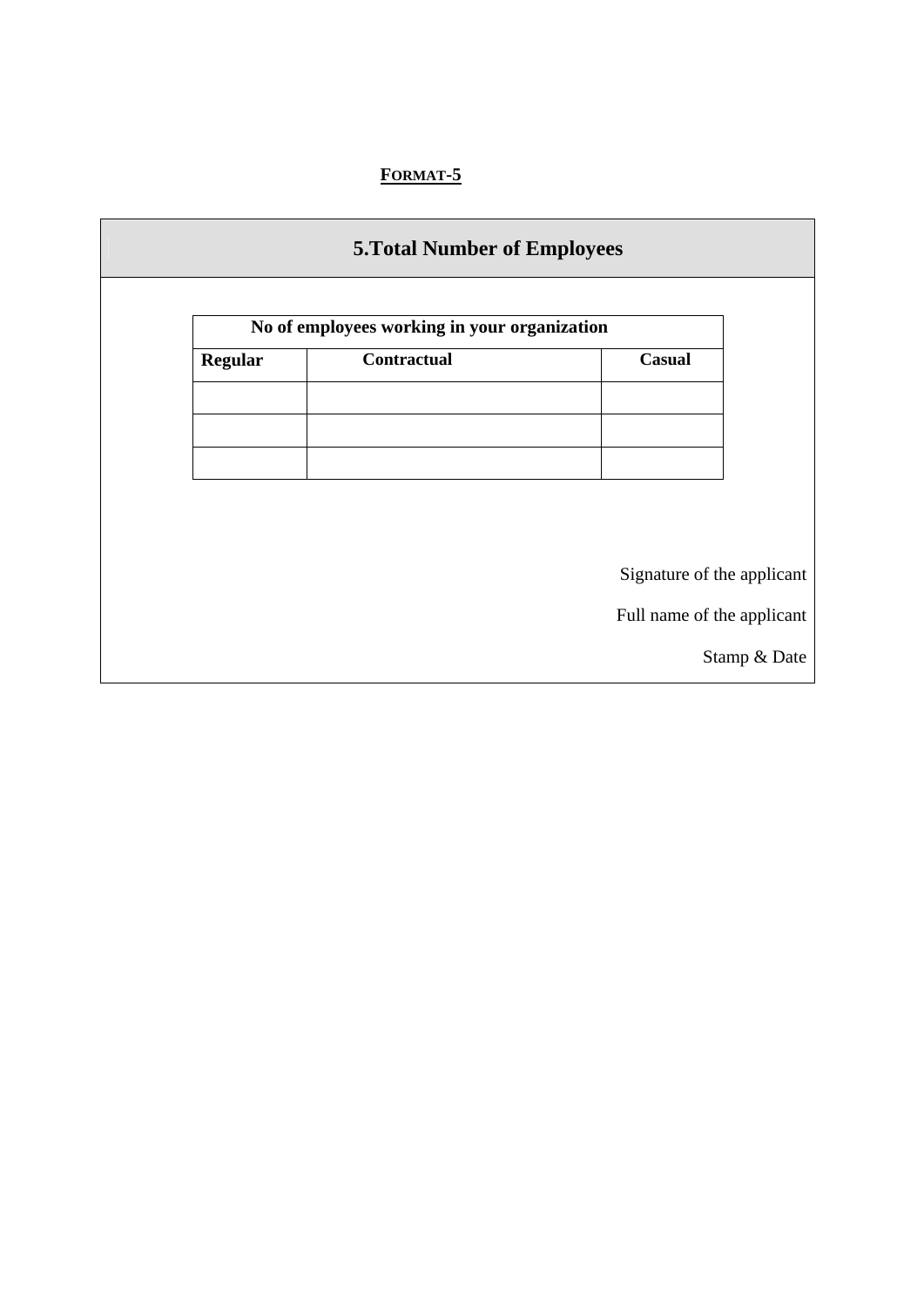**FORMAT-5**

## 5.Total Number of Employees

| No of employees working in your organization | | |
|---|---|---|
| **Regular** | **Contractual** | **Casual** |
| | | |
| | | |
| | | |

Signature of the applicant

Full name of the applicant

Stamp & Date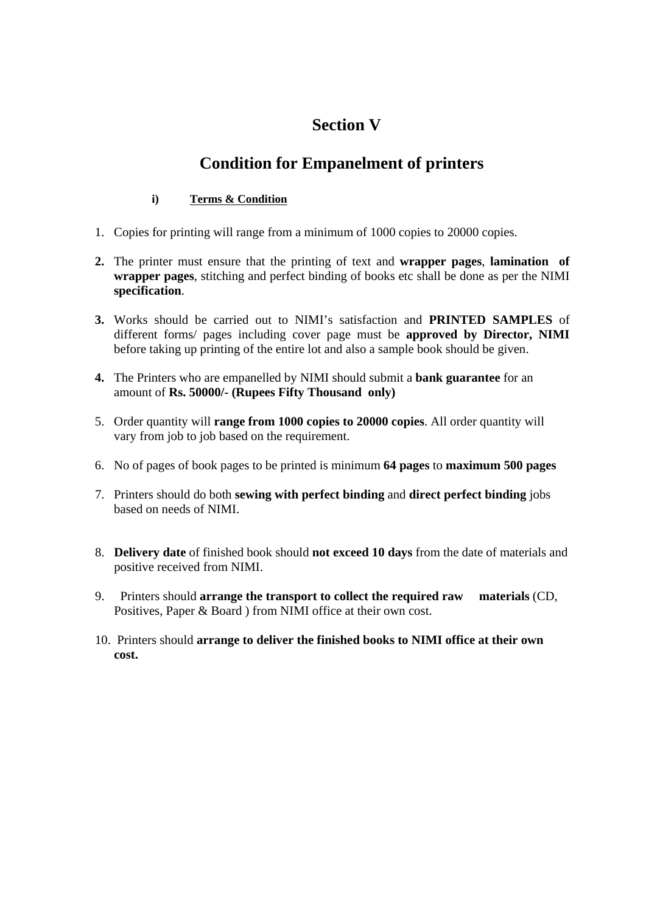# Section V

## Condition for Empanelment of printers

**i) Terms & Condition**

1. Copies for printing will range from a minimum of 1000 copies to 20000 copies.

2. The printer must ensure that the printing of text and **wrapper pages**, **lamination of wrapper pages**, stitching and perfect binding of books etc shall be done as per the NIMI **specification**.

3. Works should be carried out to NIMI's satisfaction and **PRINTED SAMPLES** of different forms/ pages including cover page must be **approved by Director, NIMI** before taking up printing of the entire lot and also a sample book should be given.

4. The Printers who are empanelled by NIMI should submit a **bank guarantee** for an amount of **Rs. 50000/- (Rupees Fifty Thousand only)**

5. Order quantity will **range from 1000 copies to 20000 copies**. All order quantity will vary from job to job based on the requirement.

6. No of pages of book pages to be printed is minimum **64 pages** to **maximum 500 pages**

7. Printers should do both **sewing with perfect binding** and **direct perfect binding** jobs based on needs of NIMI.

8. **Delivery date** of finished book should **not exceed 10 days** from the date of materials and positive received from NIMI.

9. Printers should **arrange the transport to collect the required raw materials** (CD, Positives, Paper & Board ) from NIMI office at their own cost.

10. Printers should **arrange to deliver the finished books to NIMI office at their own cost.**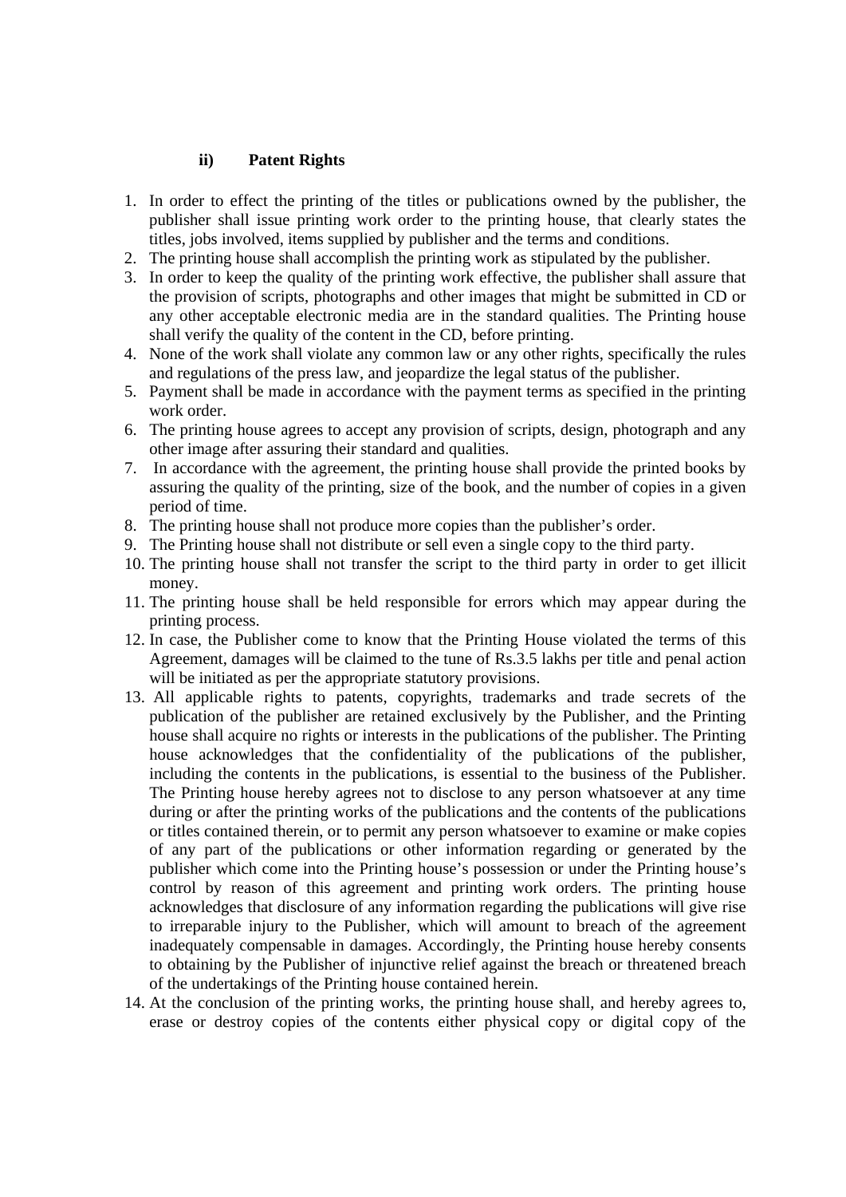### ii) Patent Rights

1. In order to effect the printing of the titles or publications owned by the publisher, the publisher shall issue printing work order to the printing house, that clearly states the titles, jobs involved, items supplied by publisher and the terms and conditions.
2. The printing house shall accomplish the printing work as stipulated by the publisher.
3. In order to keep the quality of the printing work effective, the publisher shall assure that the provision of scripts, photographs and other images that might be submitted in CD or any other acceptable electronic media are in the standard qualities. The Printing house shall verify the quality of the content in the CD, before printing.
4. None of the work shall violate any common law or any other rights, specifically the rules and regulations of the press law, and jeopardize the legal status of the publisher.
5. Payment shall be made in accordance with the payment terms as specified in the printing work order.
6. The printing house agrees to accept any provision of scripts, design, photograph and any other image after assuring their standard and qualities.
7. In accordance with the agreement, the printing house shall provide the printed books by assuring the quality of the printing, size of the book, and the number of copies in a given period of time.
8. The printing house shall not produce more copies than the publisher's order.
9. The Printing house shall not distribute or sell even a single copy to the third party.
10. The printing house shall not transfer the script to the third party in order to get illicit money.
11. The printing house shall be held responsible for errors which may appear during the printing process.
12. In case, the Publisher come to know that the Printing House violated the terms of this Agreement, damages will be claimed to the tune of Rs.3.5 lakhs per title and penal action will be initiated as per the appropriate statutory provisions.
13. All applicable rights to patents, copyrights, trademarks and trade secrets of the publication of the publisher are retained exclusively by the Publisher, and the Printing house shall acquire no rights or interests in the publications of the publisher. The Printing house acknowledges that the confidentiality of the publications of the publisher, including the contents in the publications, is essential to the business of the Publisher. The Printing house hereby agrees not to disclose to any person whatsoever at any time during or after the printing works of the publications and the contents of the publications or titles contained therein, or to permit any person whatsoever to examine or make copies of any part of the publications or other information regarding or generated by the publisher which come into the Printing house's possession or under the Printing house's control by reason of this agreement and printing work orders. The printing house acknowledges that disclosure of any information regarding the publications will give rise to irreparable injury to the Publisher, which will amount to breach of the agreement inadequately compensable in damages. Accordingly, the Printing house hereby consents to obtaining by the Publisher of injunctive relief against the breach or threatened breach of the undertakings of the Printing house contained herein.
14. At the conclusion of the printing works, the printing house shall, and hereby agrees to, erase or destroy copies of the contents either physical copy or digital copy of the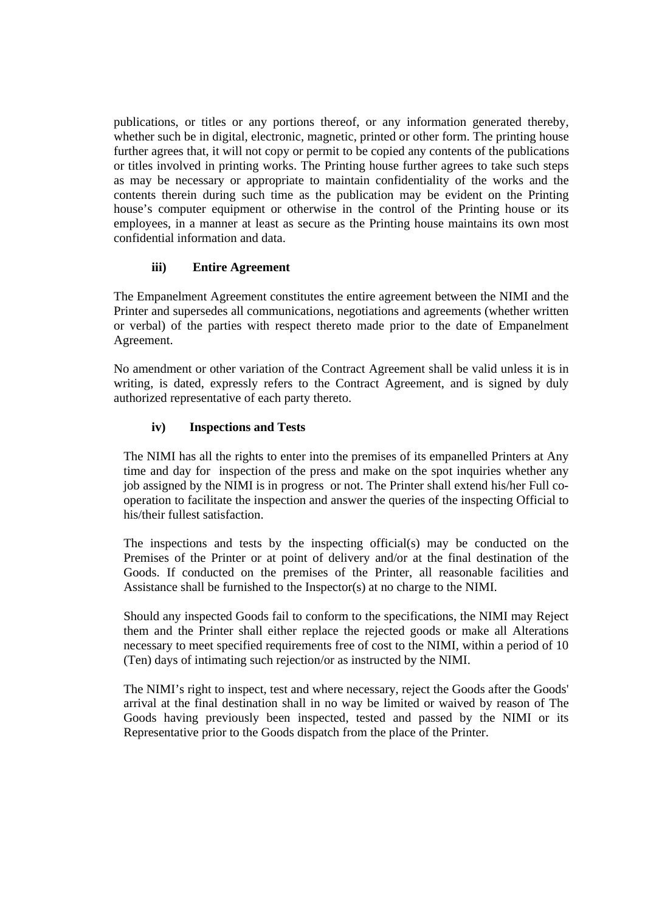publications, or titles or any portions thereof, or any information generated thereby, whether such be in digital, electronic, magnetic, printed or other form. The printing house further agrees that, it will not copy or permit to be copied any contents of the publications or titles involved in printing works. The Printing house further agrees to take such steps as may be necessary or appropriate to maintain confidentiality of the works and the contents therein during such time as the publication may be evident on the Printing house's computer equipment or otherwise in the control of the Printing house or its employees, in a manner at least as secure as the Printing house maintains its own most confidential information and data.

**iii) Entire Agreement**

The Empanelment Agreement constitutes the entire agreement between the NIMI and the Printer and supersedes all communications, negotiations and agreements (whether written or verbal) of the parties with respect thereto made prior to the date of Empanelment Agreement.

No amendment or other variation of the Contract Agreement shall be valid unless it is in writing, is dated, expressly refers to the Contract Agreement, and is signed by duly authorized representative of each party thereto.

**iv) Inspections and Tests**

The NIMI has all the rights to enter into the premises of its empanelled Printers at Any time and day for inspection of the press and make on the spot inquiries whether any job assigned by the NIMI is in progress or not. The Printer shall extend his/her Full co-operation to facilitate the inspection and answer the queries of the inspecting Official to his/their fullest satisfaction.

The inspections and tests by the inspecting official(s) may be conducted on the Premises of the Printer or at point of delivery and/or at the final destination of the Goods. If conducted on the premises of the Printer, all reasonable facilities and Assistance shall be furnished to the Inspector(s) at no charge to the NIMI.

Should any inspected Goods fail to conform to the specifications, the NIMI may Reject them and the Printer shall either replace the rejected goods or make all Alterations necessary to meet specified requirements free of cost to the NIMI, within a period of 10 (Ten) days of intimating such rejection/or as instructed by the NIMI.

The NIMI's right to inspect, test and where necessary, reject the Goods after the Goods' arrival at the final destination shall in no way be limited or waived by reason of The Goods having previously been inspected, tested and passed by the NIMI or its Representative prior to the Goods dispatch from the place of the Printer.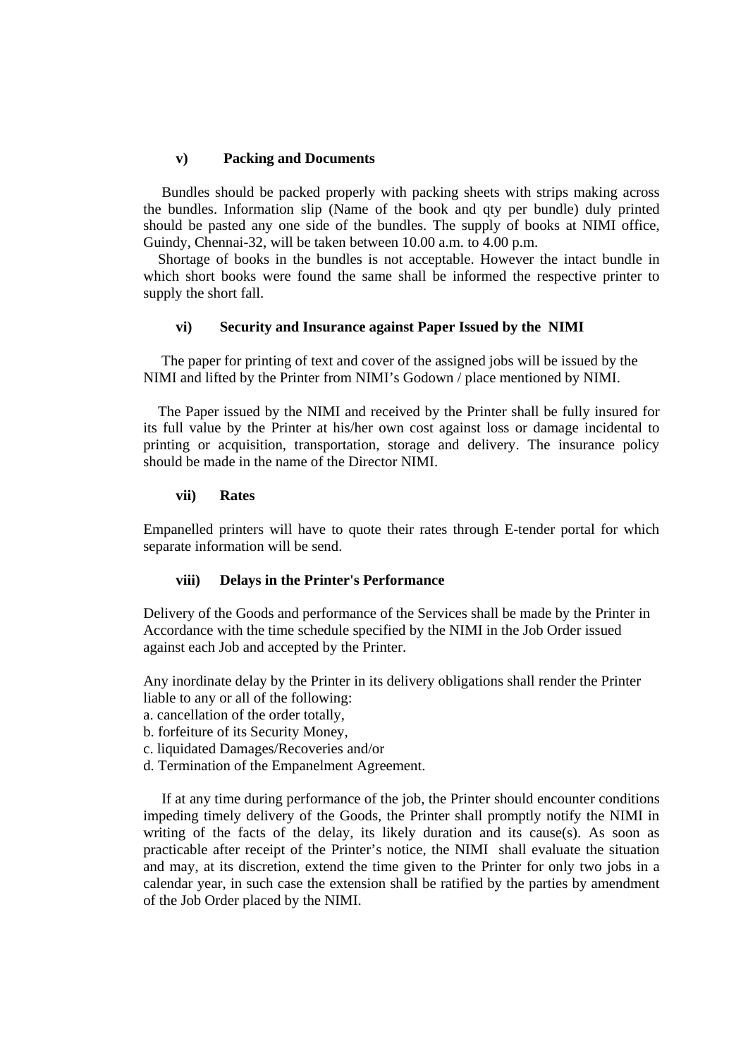### v) Packing and Documents

Bundles should be packed properly with packing sheets with strips making across the bundles. Information slip (Name of the book and qty per bundle) duly printed should be pasted any one side of the bundles. The supply of books at NIMI office, Guindy, Chennai-32, will be taken between 10.00 a.m. to 4.00 p.m.

Shortage of books in the bundles is not acceptable. However the intact bundle in which short books were found the same shall be informed the respective printer to supply the short fall.

### vi) Security and Insurance against Paper Issued by the NIMI

The paper for printing of text and cover of the assigned jobs will be issued by the NIMI and lifted by the Printer from NIMI's Godown / place mentioned by NIMI.

The Paper issued by the NIMI and received by the Printer shall be fully insured for its full value by the Printer at his/her own cost against loss or damage incidental to printing or acquisition, transportation, storage and delivery. The insurance policy should be made in the name of the Director NIMI.

### vii) Rates

Empanelled printers will have to quote their rates through E-tender portal for which separate information will be send.

### viii) Delays in the Printer's Performance

Delivery of the Goods and performance of the Services shall be made by the Printer in Accordance with the time schedule specified by the NIMI in the Job Order issued against each Job and accepted by the Printer.

Any inordinate delay by the Printer in its delivery obligations shall render the Printer liable to any or all of the following:

a. cancellation of the order totally,
b. forfeiture of its Security Money,
c. liquidated Damages/Recoveries and/or
d. Termination of the Empanelment Agreement.

If at any time during performance of the job, the Printer should encounter conditions impeding timely delivery of the Goods, the Printer shall promptly notify the NIMI in writing of the facts of the delay, its likely duration and its cause(s). As soon as practicable after receipt of the Printer's notice, the NIMI shall evaluate the situation and may, at its discretion, extend the time given to the Printer for only two jobs in a calendar year, in such case the extension shall be ratified by the parties by amendment of the Job Order placed by the NIMI.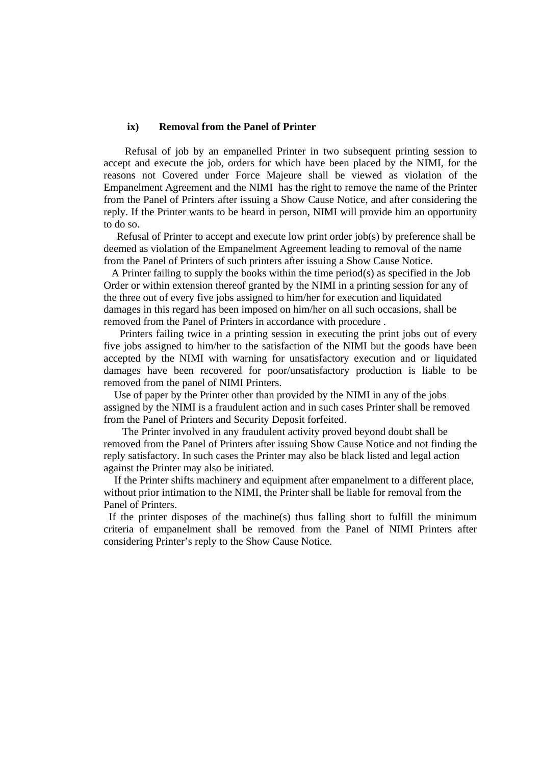**ix) Removal from the Panel of Printer**

Refusal of job by an empanelled Printer in two subsequent printing session to accept and execute the job, orders for which have been placed by the NIMI, for the reasons not Covered under Force Majeure shall be viewed as violation of the Empanelment Agreement and the NIMI has the right to remove the name of the Printer from the Panel of Printers after issuing a Show Cause Notice, and after considering the reply. If the Printer wants to be heard in person, NIMI will provide him an opportunity to do so.

Refusal of Printer to accept and execute low print order job(s) by preference shall be deemed as violation of the Empanelment Agreement leading to removal of the name from the Panel of Printers of such printers after issuing a Show Cause Notice.

A Printer failing to supply the books within the time period(s) as specified in the Job Order or within extension thereof granted by the NIMI in a printing session for any of the three out of every five jobs assigned to him/her for execution and liquidated damages in this regard has been imposed on him/her on all such occasions, shall be removed from the Panel of Printers in accordance with procedure .

Printers failing twice in a printing session in executing the print jobs out of every five jobs assigned to him/her to the satisfaction of the NIMI but the goods have been accepted by the NIMI with warning for unsatisfactory execution and or liquidated damages have been recovered for poor/unsatisfactory production is liable to be removed from the panel of NIMI Printers.

Use of paper by the Printer other than provided by the NIMI in any of the jobs assigned by the NIMI is a fraudulent action and in such cases Printer shall be removed from the Panel of Printers and Security Deposit forfeited.

The Printer involved in any fraudulent activity proved beyond doubt shall be removed from the Panel of Printers after issuing Show Cause Notice and not finding the reply satisfactory. In such cases the Printer may also be black listed and legal action against the Printer may also be initiated.

If the Printer shifts machinery and equipment after empanelment to a different place, without prior intimation to the NIMI, the Printer shall be liable for removal from the Panel of Printers.

If the printer disposes of the machine(s) thus falling short to fulfill the minimum criteria of empanelment shall be removed from the Panel of NIMI Printers after considering Printer's reply to the Show Cause Notice.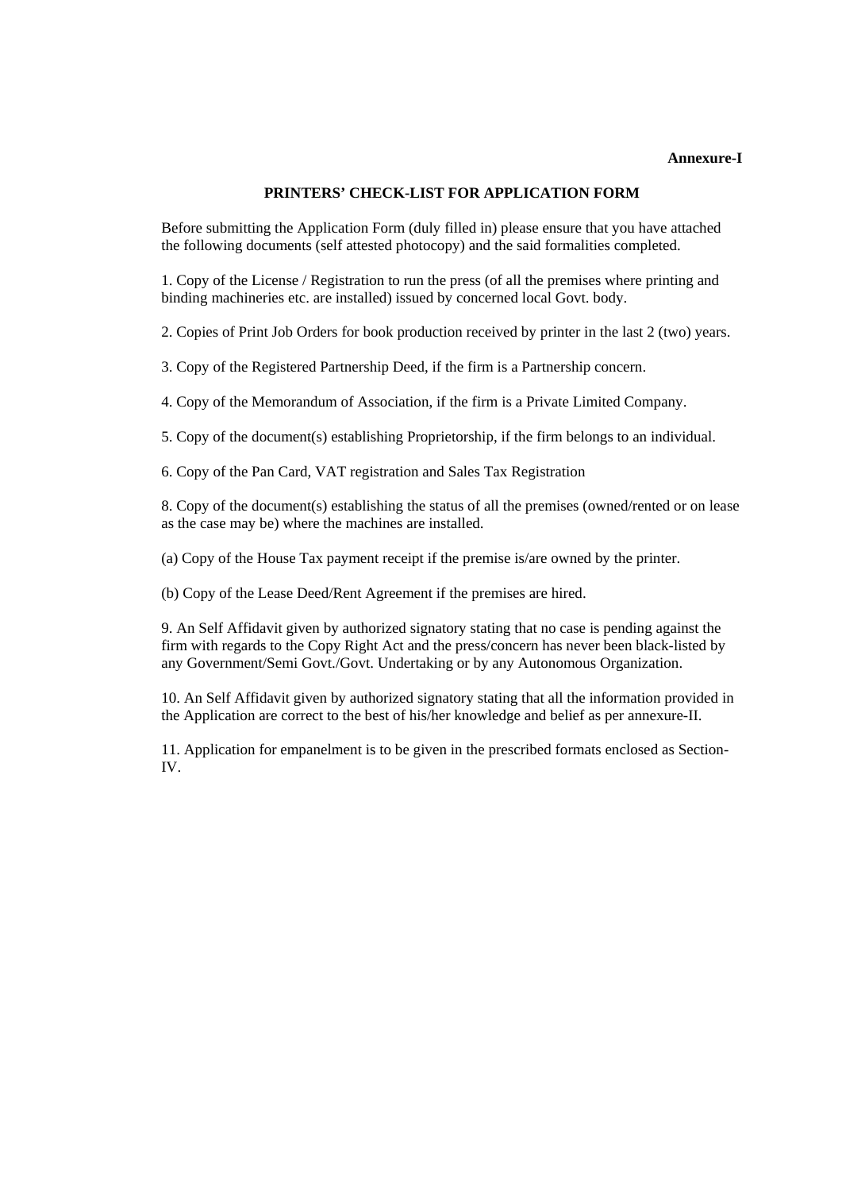**Annexure-I**

## PRINTERS' CHECK-LIST FOR APPLICATION FORM

Before submitting the Application Form (duly filled in) please ensure that you have attached the following documents (self attested photocopy) and the said formalities completed.

1. Copy of the License / Registration to run the press (of all the premises where printing and binding machineries etc. are installed) issued by concerned local Govt. body.

2. Copies of Print Job Orders for book production received by printer in the last 2 (two) years.

3. Copy of the Registered Partnership Deed, if the firm is a Partnership concern.

4. Copy of the Memorandum of Association, if the firm is a Private Limited Company.

5. Copy of the document(s) establishing Proprietorship, if the firm belongs to an individual.

6. Copy of the Pan Card, VAT registration and Sales Tax Registration

8. Copy of the document(s) establishing the status of all the premises (owned/rented or on lease as the case may be) where the machines are installed.

(a) Copy of the House Tax payment receipt if the premise is/are owned by the printer.

(b) Copy of the Lease Deed/Rent Agreement if the premises are hired.

9. An Self Affidavit given by authorized signatory stating that no case is pending against the firm with regards to the Copy Right Act and the press/concern has never been black-listed by any Government/Semi Govt./Govt. Undertaking or by any Autonomous Organization.

10. An Self Affidavit given by authorized signatory stating that all the information provided in the Application are correct to the best of his/her knowledge and belief as per annexure-II.

11. Application for empanelment is to be given in the prescribed formats enclosed as Section-IV.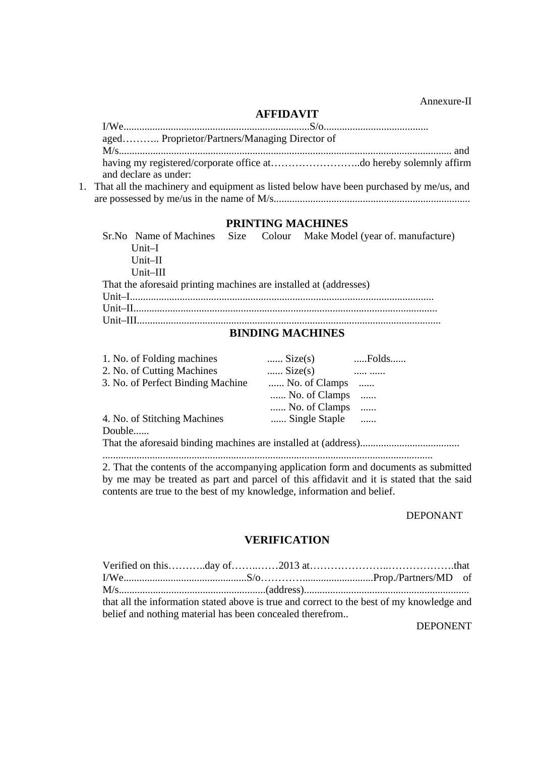Annexure-II

## AFFIDAVIT

I/We.......................................................................S/o........................................ aged……….. Proprietor/Partners/Managing Director of M/s.............................................................................................................................. and having my registered/corporate office at……………………..do hereby solemnly affirm and declare as under:

1. That all the machinery and equipment as listed below have been purchased by me/us, and are possessed by me/us in the name of M/s..........................................................................

### PRINTING MACHINES

| Sr.No | Name of Machines | Size | Colour | Make Model (year of. manufacture) |
|---|---|---|---|---|
| | Unit–I | | | |
| | Unit–II | | | |
| | Unit–III | | | |

That the aforesaid printing machines are installed at (addresses)

Unit–I...................................................................................................................

Unit–II...................................................................................................................

Unit–III...................................................................................................................

### BINDING MACHINES

1. No. of Folding machines ...... Size(s) .....Folds......
2. No. of Cutting Machines ...... Size(s) ..... ......
3. No. of Perfect Binding Machine ...... No. of Clamps ......
   ...... No. of Clamps ......
   ...... No. of Clamps ......
4. No. of Stitching Machines ...... Single Staple ...... Double......

That the aforesaid binding machines are installed at (address)......................................
.............................................................................................................................

2. That the contents of the accompanying application form and documents as submitted by me may be treated as part and parcel of this affidavit and it is stated that the said contents are true to the best of my knowledge, information and belief.

DEPONANT

### VERIFICATION

Verified on this………..day of……..……2013 at…………………..……………….that I/We..............................................S/o………….........................Prop./Partners/MD of M/s.......................................................(address).............................................................. that all the information stated above is true and correct to the best of my knowledge and belief and nothing material has been concealed therefrom..

DEPONENT